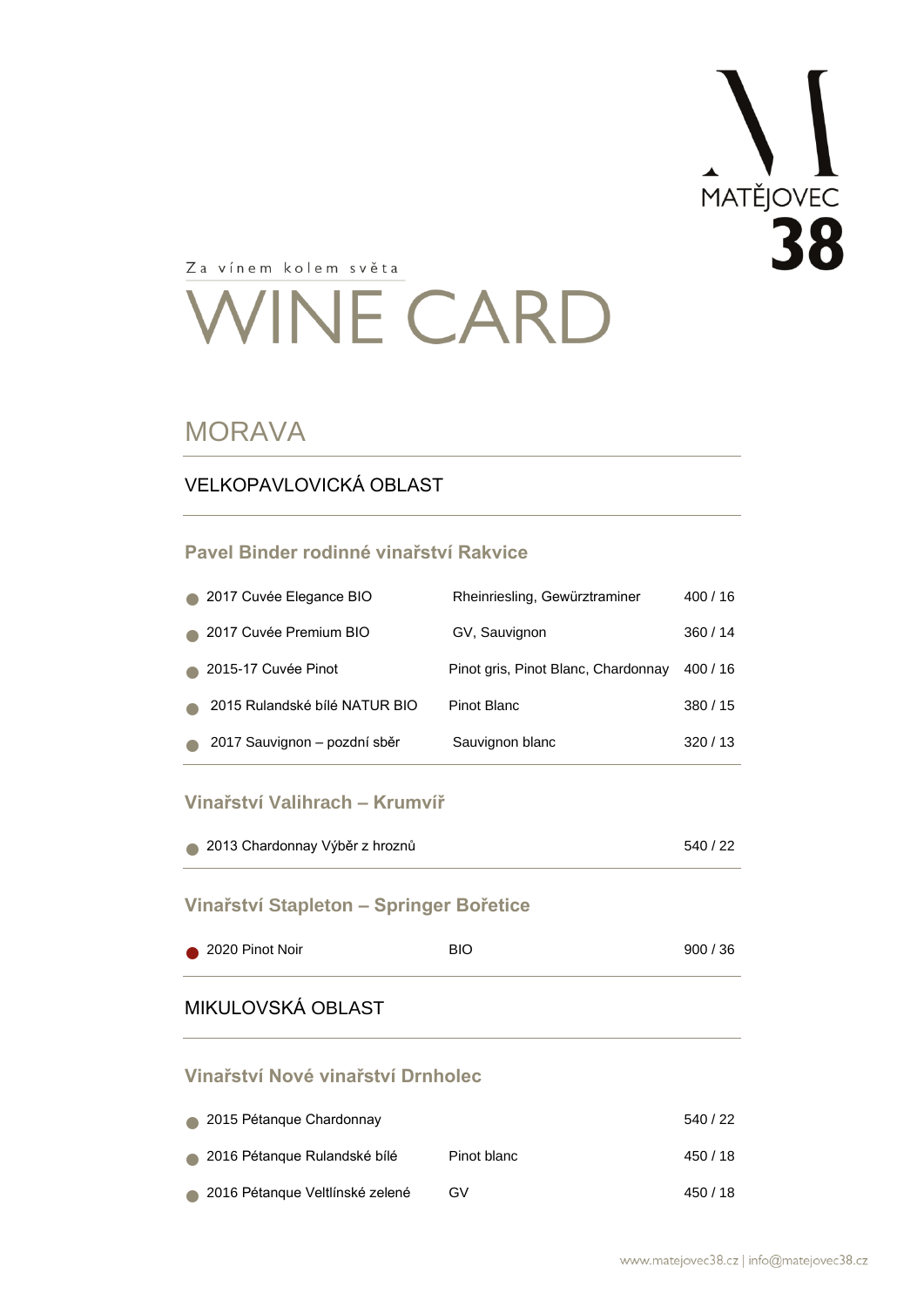MATĚJOVEC 38

Za vínem kolem světa

# WINE CARD

## MORAVA

### VELKOPAVLOVICKÁ OBLAST

#### Pavel Binder rodinné vinařství Rakvice

| Víno | Odrůda | Cena |
| --- | --- | --- |
| 2017 Cuvée Elegance BIO | Rheinriesling, Gewürztraminer | 400 / 16 |
| 2017 Cuvée Premium BIO | GV, Sauvignon | 360 / 14 |
| 2015-17 Cuvée Pinot | Pinot gris, Pinot Blanc, Chardonnay | 400 / 16 |
| 2015 Rulandské bílé NATUR BIO | Pinot Blanc | 380 / 15 |
| 2017 Sauvignon – pozdní sběr | Sauvignon blanc | 320 / 13 |

#### Vinařství Valihrach – Krumvíř

| Víno | Odrůda | Cena |
| --- | --- | --- |
| 2013 Chardonnay Výběr z hroznů | | 540 / 22 |

#### Vinařství Stapleton – Springer Bořetice

| Víno | Odrůda | Cena |
| --- | --- | --- |
| 2020 Pinot Noir | BIO | 900 / 36 |

### MIKULOVSKÁ OBLAST

#### Vinařství Nové vinařství Drnholec

| Víno | Odrůda | Cena |
| --- | --- | --- |
| 2015 Pétanque Chardonnay | | 540 / 22 |
| 2016 Pétanque Rulandské bílé | Pinot blanc | 450 / 18 |
| 2016 Pétanque Veltlínské zelené | GV | 450 / 18 |

www.matejovec38.cz | info@matejovec38.cz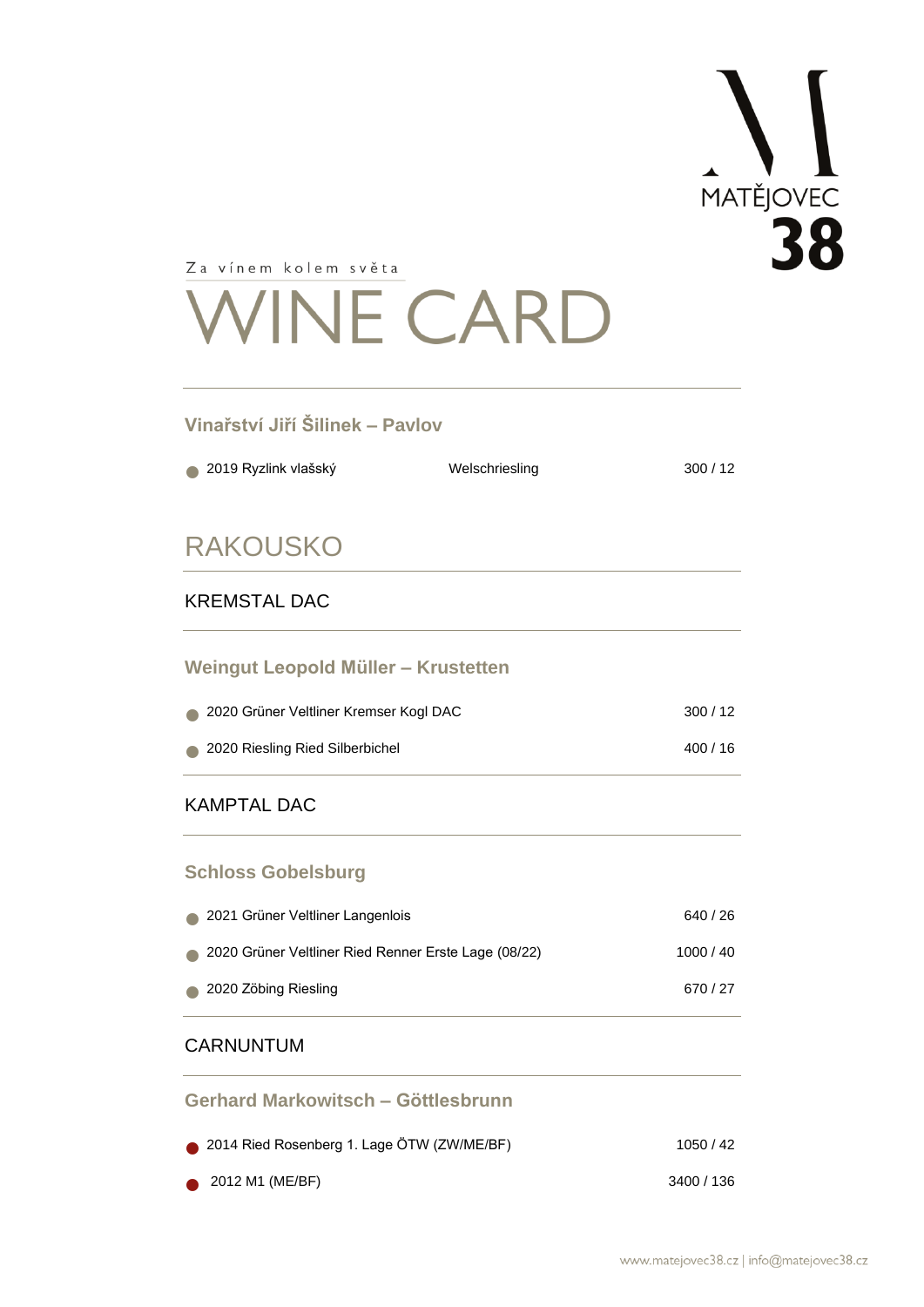Za vínem kolem světa

# WINE CARD

### Vinařství Jiří Šilinek – Pavlov

- 2019 Ryzlink vlašský — Welschriesling — 300 / 12

## RAKOUSKO

### KREMSTAL DAC

#### Weingut Leopold Müller – Krustetten

- 2020 Grüner Veltliner Kremser Kogl DAC — 300 / 12
- 2020 Riesling Ried Silberbichel — 400 / 16

### KAMPTAL DAC

#### Schloss Gobelsburg

- 2021 Grüner Veltliner Langenlois — 640 / 26
- 2020 Grüner Veltliner Ried Renner Erste Lage (08/22) — 1000 / 40
- 2020 Zöbing Riesling — 670 / 27

### CARNUNTUM

#### Gerhard Markowitsch – Göttlesbrunn

- 2014 Ried Rosenberg 1. Lage ÖTW (ZW/ME/BF) — 1050 / 42
- 2012 M1 (ME/BF) — 3400 / 136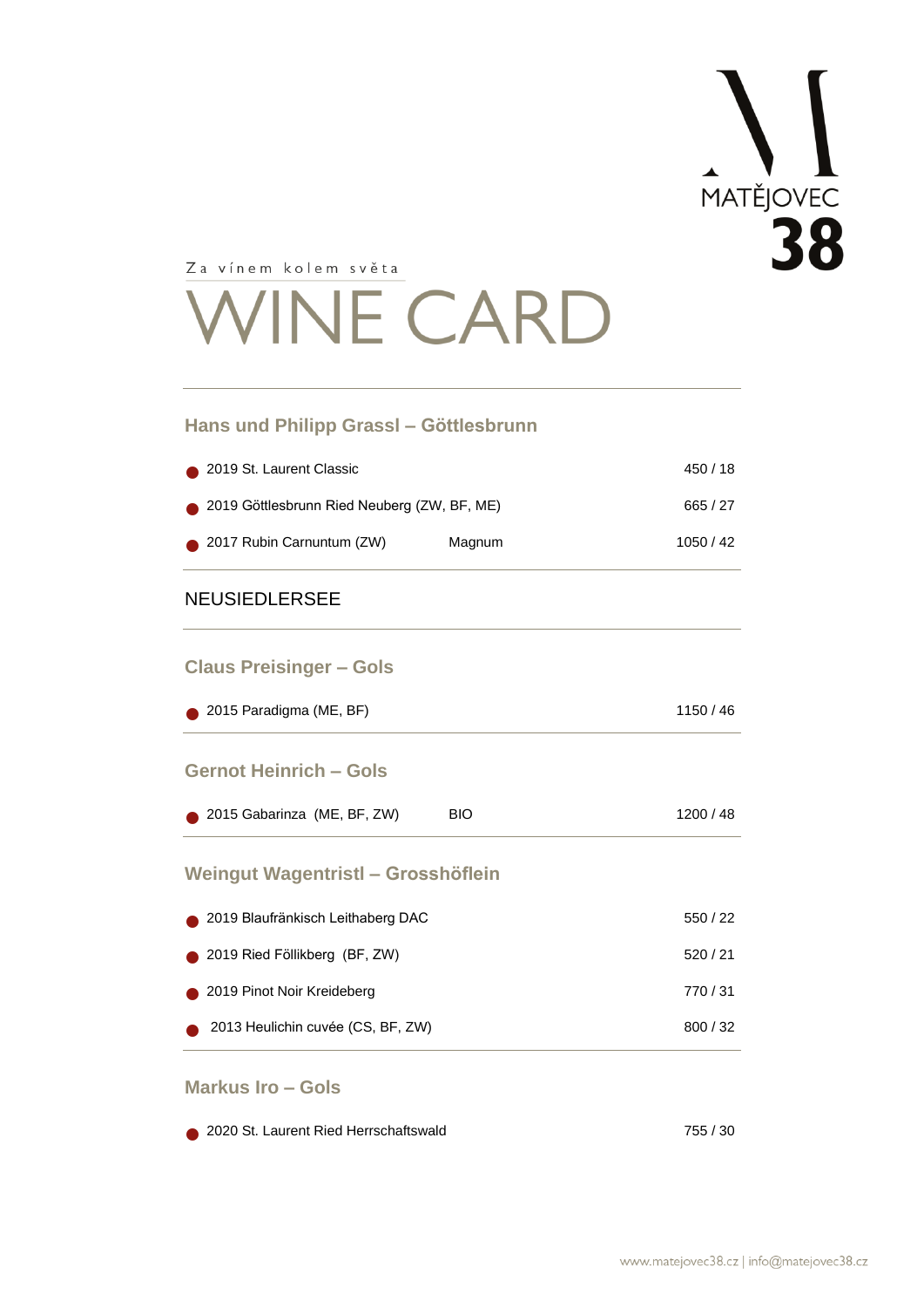MATĚJOVEC 38

Za vínem kolem světa

# WINE CARD

## Hans und Philipp Grassl – Göttlesbrunn

| | | |
|---|---|---|
| ● 2019 St. Laurent Classic | | 450 / 18 |
| ● 2019 Göttlesbrunn Ried Neuberg (ZW, BF, ME) | | 665 / 27 |
| ● 2017 Rubin Carnuntum (ZW) | Magnum | 1050 / 42 |

## NEUSIEDLERSEE

### Claus Preisinger – Gols

| | | |
|---|---|---|
| ● 2015 Paradigma (ME, BF) | | 1150 / 46 |

### Gernot Heinrich – Gols

| | | |
|---|---|---|
| ● 2015 Gabarinza (ME, BF, ZW) | BIO | 1200 / 48 |

### Weingut Wagentristl – Grosshöflein

| | | |
|---|---|---|
| ● 2019 Blaufränkisch Leithaberg DAC | | 550 / 22 |
| ● 2019 Ried Föllikberg (BF, ZW) | | 520 / 21 |
| ● 2019 Pinot Noir Kreideberg | | 770 / 31 |
| ● 2013 Heulichin cuvée (CS, BF, ZW) | | 800 / 32 |

### Markus Iro – Gols

| | | |
|---|---|---|
| ● 2020 St. Laurent Ried Herrschaftswald | | 755 / 30 |

www.matejovec38.cz | info@matejovec38.cz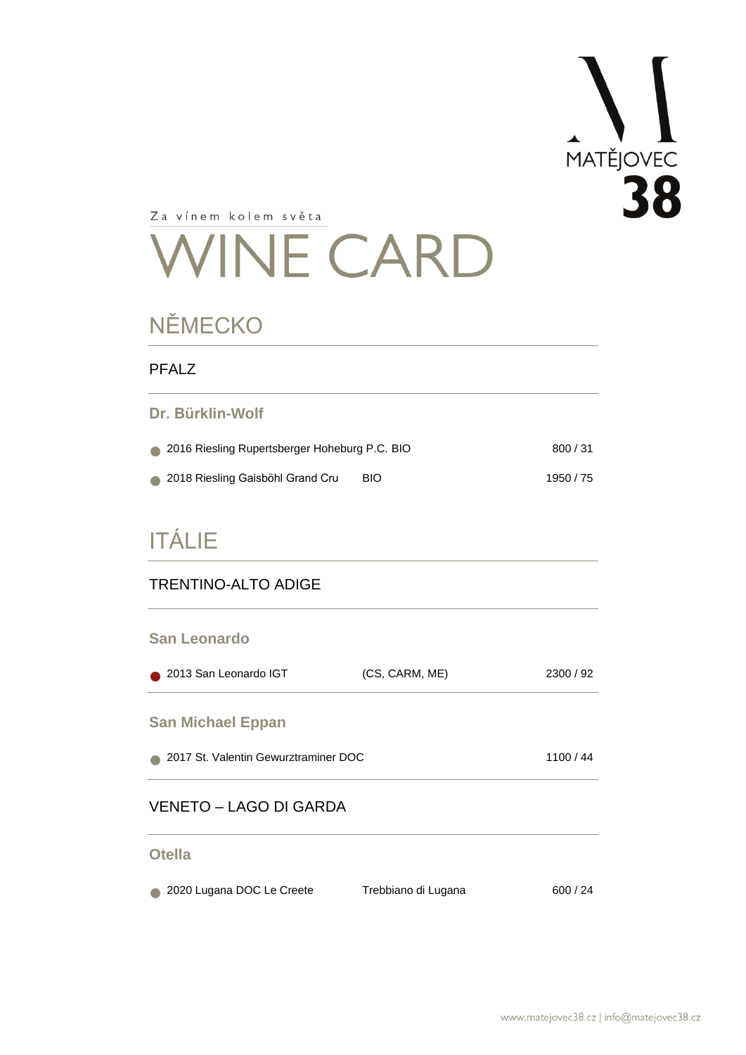MATĚJOVEC 38

Za vínem kolem světa

# WINE CARD

## NĚMECKO

### PFALZ

#### Dr. Bürklin-Wolf

| | | |
|---|---|---|
| ● 2016 Riesling Rupertsberger Hoheburg P.C. BIO | | 800 / 31 |
| ● 2018 Riesling Gaisböhl Grand Cru | BIO | 1950 / 75 |

## ITÁLIE

### TRENTINO-ALTO ADIGE

#### San Leonardo

| | | |
|---|---|---|
| ● 2013 San Leonardo IGT | (CS, CARM, ME) | 2300 / 92 |

#### San Michael Eppan

| | | |
|---|---|---|
| ● 2017 St. Valentin Gewurztraminer DOC | | 1100 / 44 |

### VENETO – LAGO DI GARDA

#### Otella

| | | |
|---|---|---|
| ● 2020 Lugana DOC Le Creete | Trebbiano di Lugana | 600 / 24 |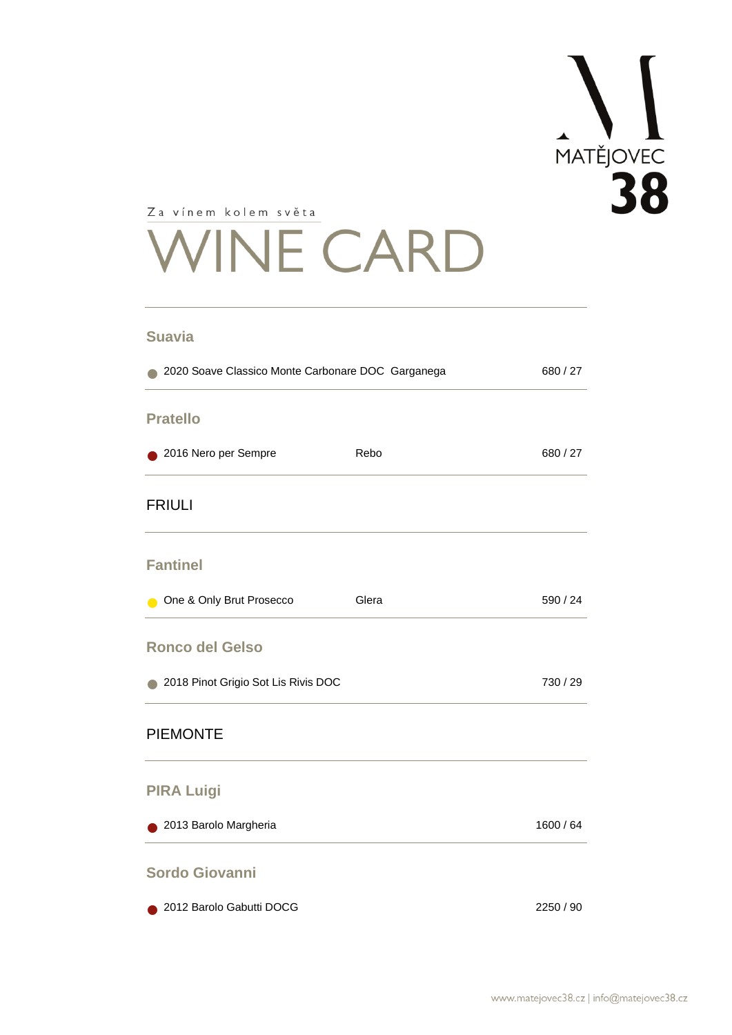Za vínem kolem světa

# WINE CARD

### Suavia

- 2020 Soave Classico Monte Carbonare DOC Garganega — 680 / 27

### Pratello

- 2016 Nero per Sempre — Rebo — 680 / 27

## FRIULI

### Fantinel

- One & Only Brut Prosecco — Glera — 590 / 24

### Ronco del Gelso

- 2018 Pinot Grigio Sot Lis Rivis DOC — 730 / 29

## PIEMONTE

### PIRA Luigi

- 2013 Barolo Margheria — 1600 / 64

### Sordo Giovanni

- 2012 Barolo Gabutti DOCG — 2250 / 90

www.matejovec38.cz | info@matejovec38.cz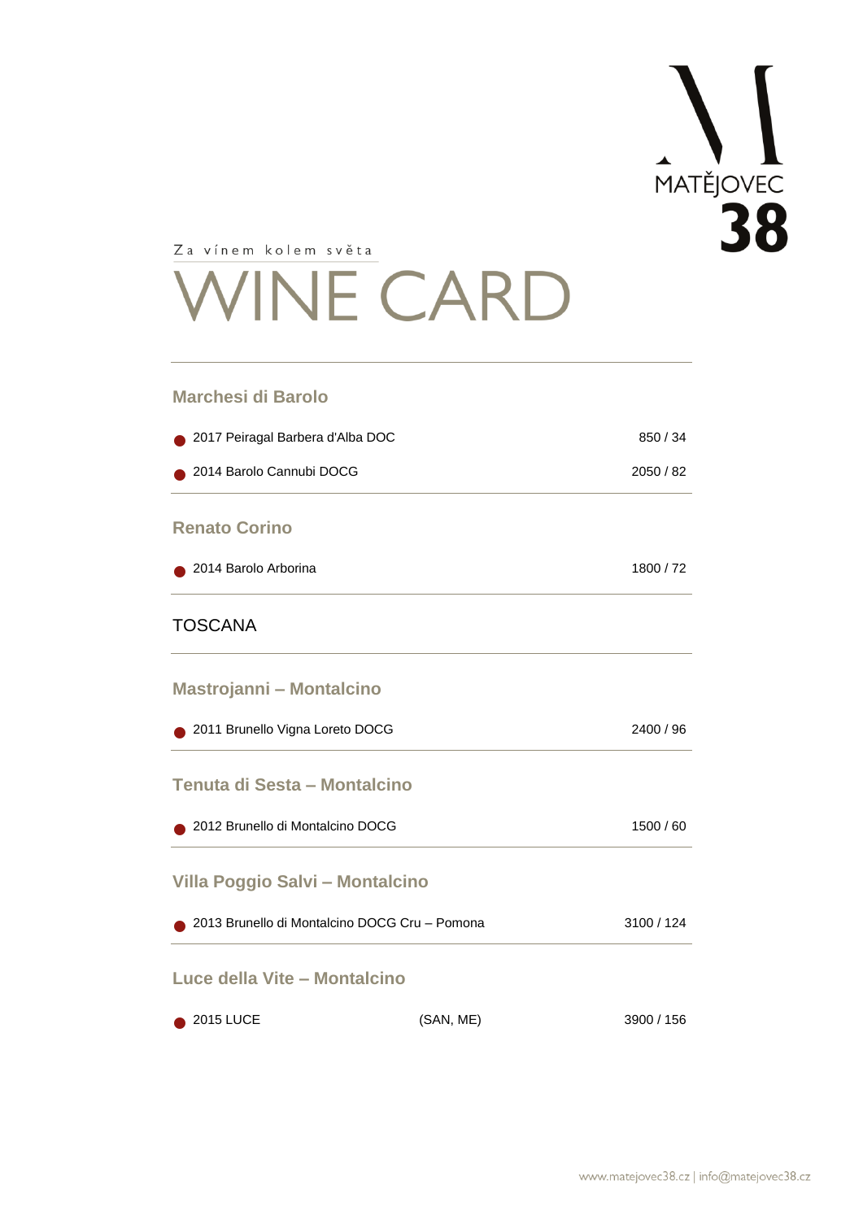Za vínem kolem světa

# WINE CARD

## Marchesi di Barolo

- 2017 Peiragal Barbera d'Alba DOC — 850 / 34
- 2014 Barolo Cannubi DOCG — 2050 / 82

## Renato Corino

- 2014 Barolo Arborina — 1800 / 72

# TOSCANA

## Mastrojanni – Montalcino

- 2011 Brunello Vigna Loreto DOCG — 2400 / 96

## Tenuta di Sesta – Montalcino

- 2012 Brunello di Montalcino DOCG — 1500 / 60

## Villa Poggio Salvi – Montalcino

- 2013 Brunello di Montalcino DOCG Cru – Pomona — 3100 / 124

## Luce della Vite – Montalcino

- 2015 LUCE (SAN, ME) — 3900 / 156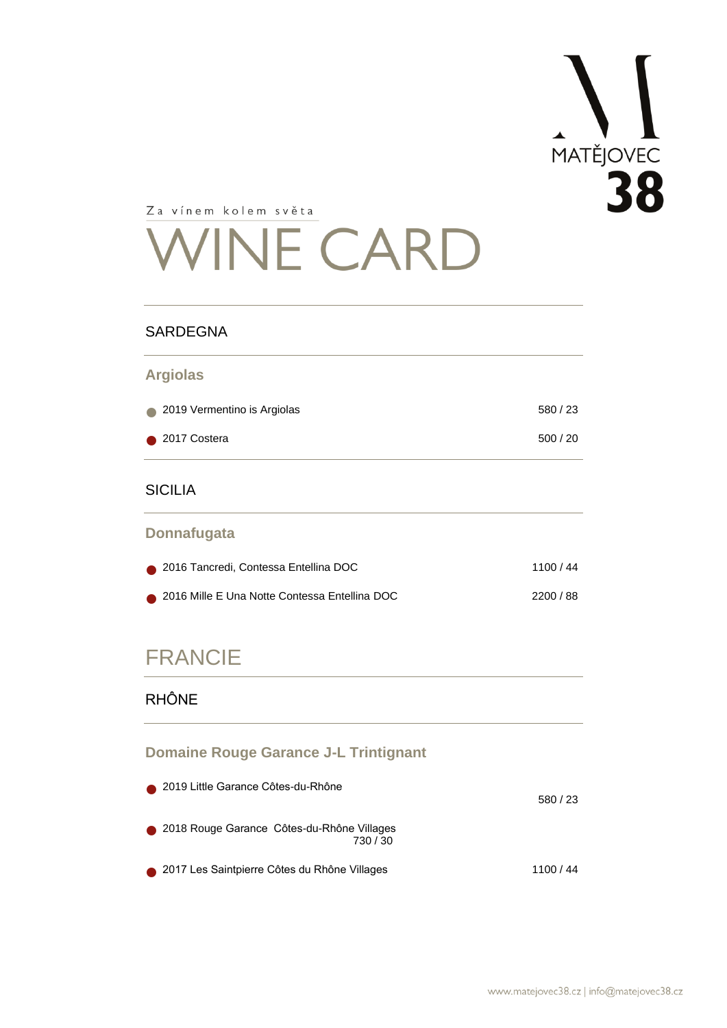Za vínem kolem světa

# WINE CARD

## SARDEGNA

### Argiolas

- 2019 Vermentino is Argiolas — 580 / 23
- 2017 Costera — 500 / 20

## SICILIA

### Donnafugata

- 2016 Tancredi, Contessa Entellina DOC — 1100 / 44
- 2016 Mille E Una Notte Contessa Entellina DOC — 2200 / 88

# FRANCIE

## RHÔNE

### Domaine Rouge Garance J-L Trintignant

- 2019 Little Garance Côtes-du-Rhône — 580 / 23
- 2018 Rouge Garance Côtes-du-Rhône Villages — 730 / 30
- 2017 Les Saintpierre Côtes du Rhône Villages — 1100 / 44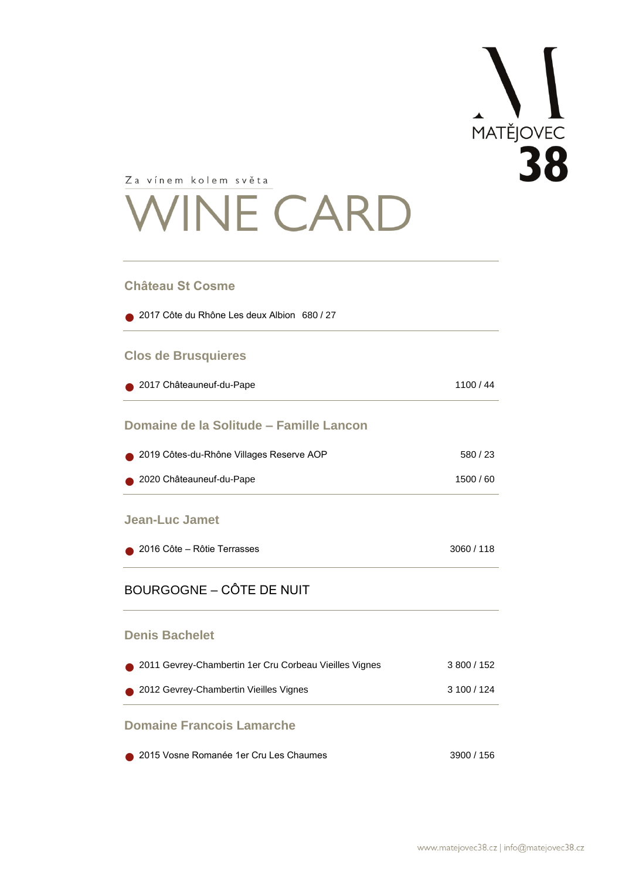MATĚJOVEC 38

Za vínem kolem světa

# WINE CARD

### Château St Cosme

- 2017 Côte du Rhône Les deux Albion 680 / 27

### Clos de Brusquieres

| | |
|---|---|
| 2017 Châteauneuf-du-Pape | 1100 / 44 |

### Domaine de la Solitude – Famille Lancon

| | |
|---|---|
| 2019 Côtes-du-Rhône Villages Reserve AOP | 580 / 23 |
| 2020 Châteauneuf-du-Pape | 1500 / 60 |

### Jean-Luc Jamet

| | |
|---|---|
| 2016 Côte – Rôtie Terrasses | 3060 / 118 |

## BOURGOGNE – CÔTE DE NUIT

### Denis Bachelet

| | |
|---|---|
| 2011 Gevrey-Chambertin 1er Cru Corbeau Vieilles Vignes | 3 800 / 152 |
| 2012 Gevrey-Chambertin Vieilles Vignes | 3 100 / 124 |

### Domaine Francois Lamarche

| | |
|---|---|
| 2015 Vosne Romanée 1er Cru Les Chaumes | 3900 / 156 |

www.matejovec38.cz | info@matejovec38.cz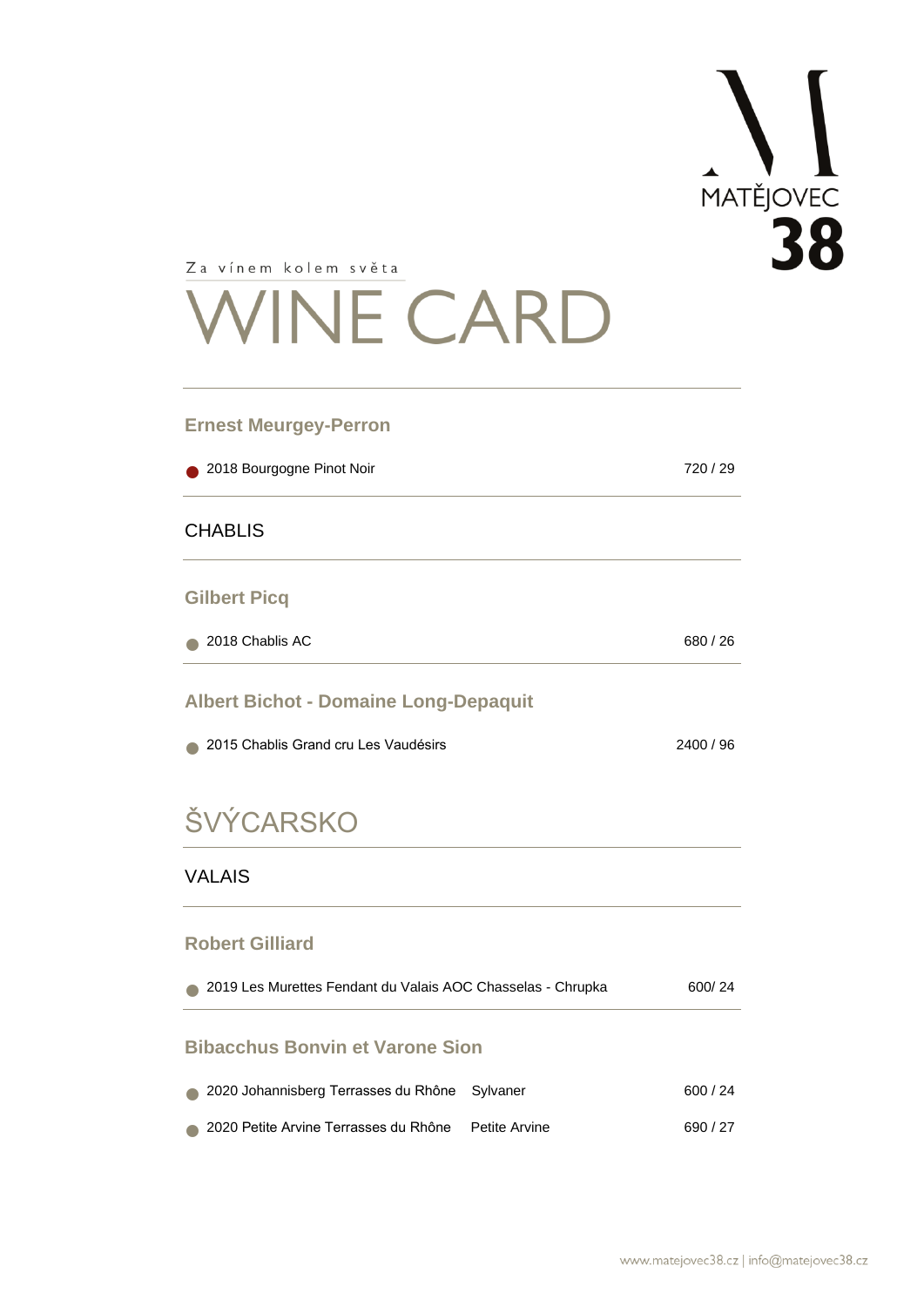Za vínem kolem světa

# WINE CARD

### Ernest Meurgey-Perron

| | |
|---|---|
| ● 2018 Bourgogne Pinot Noir | 720 / 29 |

## CHABLIS

### Gilbert Picq

| | |
|---|---|
| ● 2018 Chablis AC | 680 / 26 |

### Albert Bichot - Domaine Long-Depaquit

| | |
|---|---|
| ● 2015 Chablis Grand cru Les Vaudésirs | 2400 / 96 |

# ŠVÝCARSKO

## VALAIS

### Robert Gilliard

| | |
|---|---|
| ● 2019 Les Murettes Fendant du Valais AOC Chasselas - Chrupka | 600/ 24 |

### Bibacchus Bonvin et Varone Sion

| | | |
|---|---|---|
| ● 2020 Johannisberg Terrasses du Rhône | Sylvaner | 600 / 24 |
| ● 2020 Petite Arvine Terrasses du Rhône | Petite Arvine | 690 / 27 |

www.matejovec38.cz | info@matejovec38.cz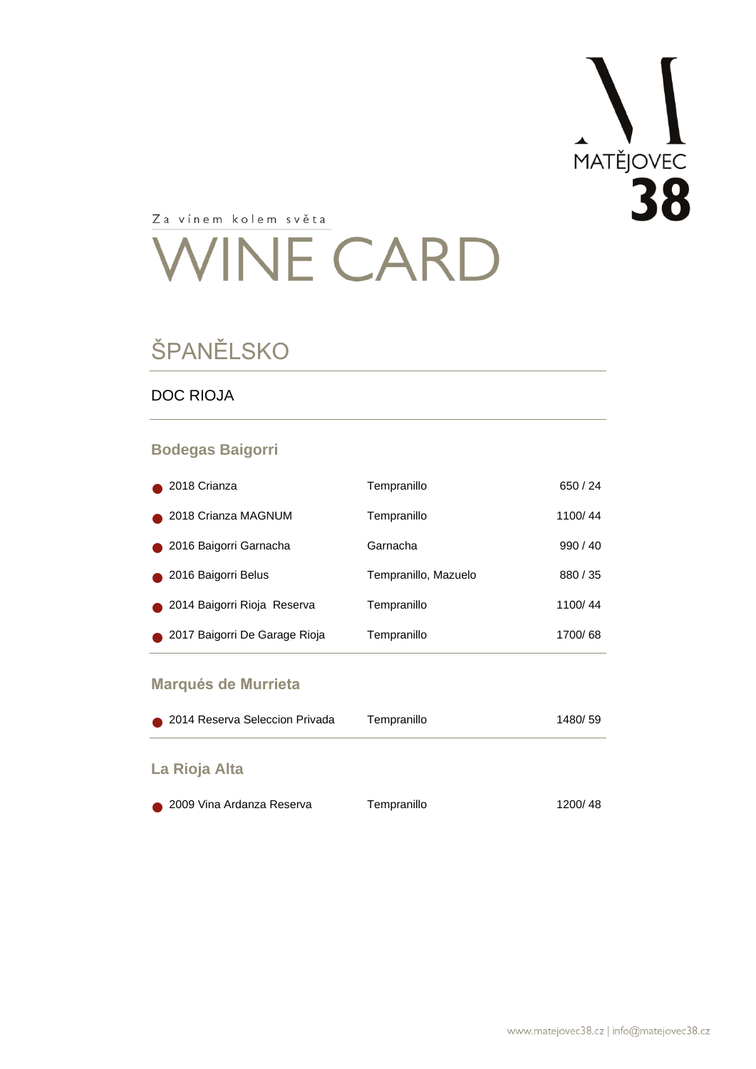MATĚJOVEC 38

Za vínem kolem světa

# WINE CARD

## ŠPANĚLSKO

### DOC RIOJA

#### Bodegas Baigorri

| | | |
|---|---|---|
| 2018 Crianza | Tempranillo | 650 / 24 |
| 2018 Crianza MAGNUM | Tempranillo | 1100/ 44 |
| 2016 Baigorri Garnacha | Garnacha | 990 / 40 |
| 2016 Baigorri Belus | Tempranillo, Mazuelo | 880 / 35 |
| 2014 Baigorri Rioja Reserva | Tempranillo | 1100/ 44 |
| 2017 Baigorri De Garage Rioja | Tempranillo | 1700/ 68 |

#### Marqués de Murrieta

| | | |
|---|---|---|
| 2014 Reserva Seleccion Privada | Tempranillo | 1480/ 59 |

#### La Rioja Alta

| | | |
|---|---|---|
| 2009 Vina Ardanza Reserva | Tempranillo | 1200/ 48 |

www.matejovec38.cz | info@matejovec38.cz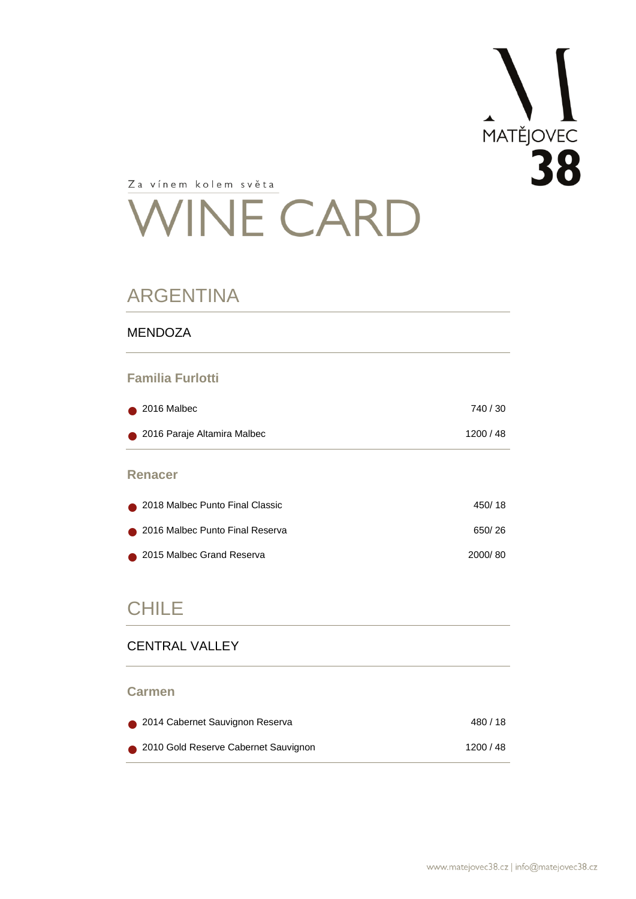Za vínem kolem světa

# WINE CARD

## ARGENTINA

### MENDOZA

#### Familia Furlotti

| Wine | Price |
|---|---|
| 2016 Malbec | 740 / 30 |
| 2016 Paraje Altamira Malbec | 1200 / 48 |

#### Renacer

| Wine | Price |
|---|---|
| 2018 Malbec Punto Final Classic | 450/ 18 |
| 2016 Malbec Punto Final Reserva | 650/ 26 |
| 2015 Malbec Grand Reserva | 2000/ 80 |

## CHILE

### CENTRAL VALLEY

#### Carmen

| Wine | Price |
|---|---|
| 2014 Cabernet Sauvignon Reserva | 480 / 18 |
| 2010 Gold Reserve Cabernet Sauvignon | 1200 / 48 |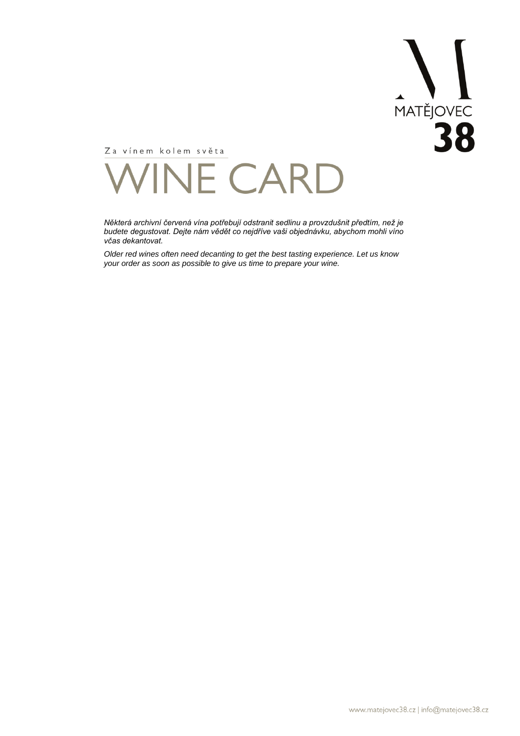MATĚJOVEC 38

Za vínem kolem světa

# WINE CARD

*Některá archivní červená vína potřebují odstranit sedlinu a provzdušnit předtím, než je budete degustovat. Dejte nám vědět co nejdříve vaši objednávku, abychom mohli víno včas dekantovat.*

*Older red wines often need decanting to get the best tasting experience. Let us know your order as soon as possible to give us time to prepare your wine.*

www.matejovec38.cz | info@matejovec38.cz